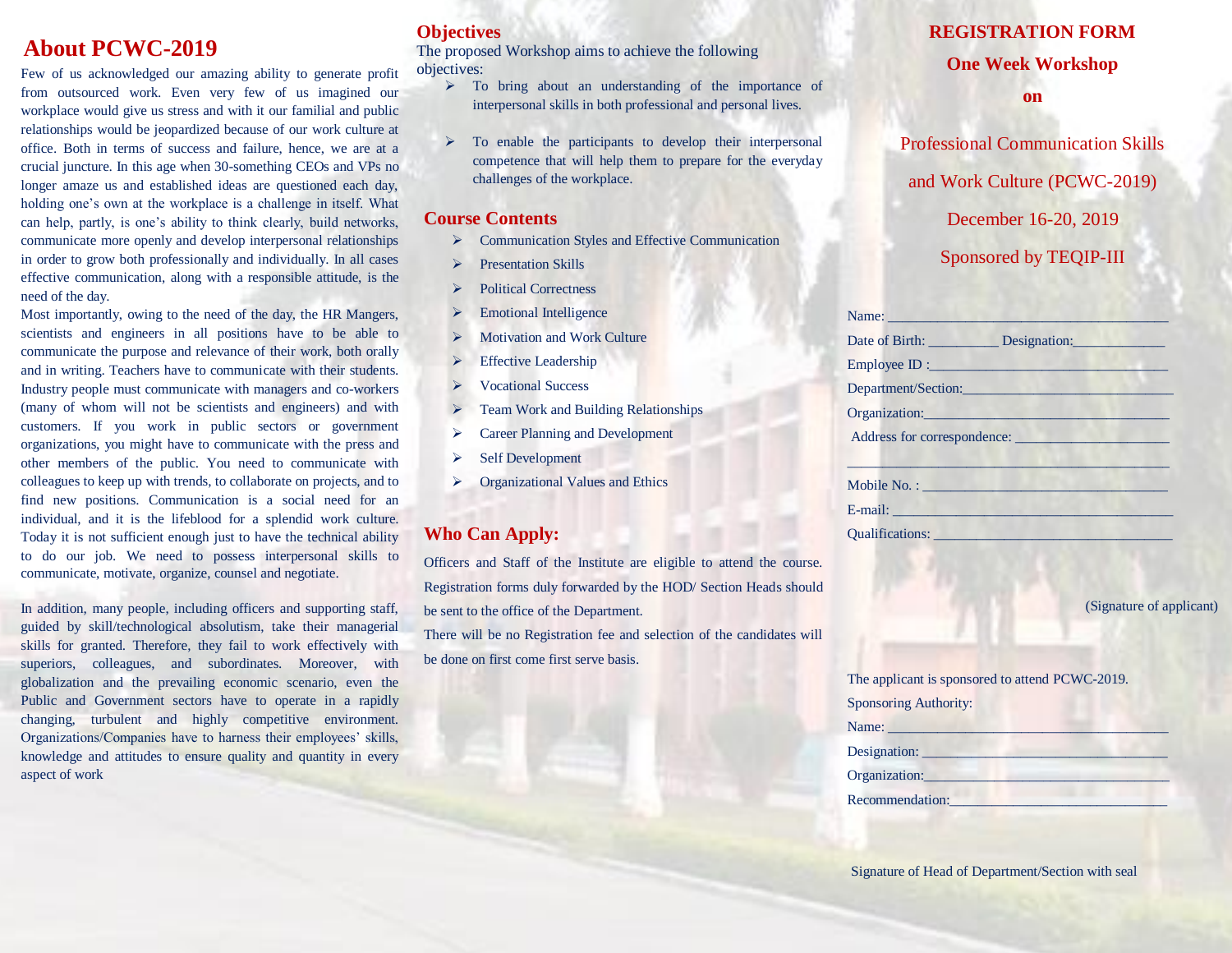## About PCWC-2019

Few of us acknowledged our amazing ability to generate profit from outsourced work. Even very few of us imagined our workplace would give us stress and with it our familial and public relationships would be jeopardized because of our work culture at office. Both in terms of success and failure, hence, we are at a crucial juncture. In this age when 30-something CEOs and VPs no longer amaze us and established ideas are questioned each day, holding one's own at the workplace is a challenge in itself. What can help, partly, is one's ability to think clearly, build networks, communicate more openly and develop interpersonal relationships in order to grow both professionally and individually. In all cases effective communication, along with a responsible attitude, is the need of the day.

Most importantly, owing to the need of the day, the HR Mangers, scientists and engineers in all positions have to be able to communicate the purpose and relevance of their work, both orally and in writing. Teachers have to communicate with their students. Industry people must communicate with managers and co-workers (many of whom will not be scientists and engineers) and with customers. If you work in public sectors or government organizations, you might have to communicate with the press and other members of the public. You need to communicate with colleagues to keep up with trends, to collaborate on projects, and to find new positions. Communication is a social need for an individual, and it is the lifeblood for a splendid work culture. Today it is not sufficient enough just to have the technical ability to do our job. We need to possess interpersonal skills to communicate, motivate, organize, counsel and negotiate.

In addition, many people, including officers and supporting staff, guided by skill/technological absolutism, take their managerial skills for granted. Therefore, they fail to work effectively with superiors, colleagues, and subordinates. Moreover, with globalization and the prevailing economic scenario, even the Public and Government sectors have to operate in a rapidly changing, turbulent and highly competitive environment. Organizations/Companies have to harness their employees' skills, knowledge and attitudes to ensure quality and quantity in every aspect of work

## Objectives

The proposed Workshop aims to achieve the following objectives:

- To bring about an understanding of the importance of interpersonal skills in both professional and personal lives.
- To enable the participants to develop their interpersonal competence that will help them to prepare for the everyday challenges of the workplace.

## Course Contents

- Communication Styles and Effective Communication
- Presentation Skills
- Political Correctness
- Emotional Intelligence
- Motivation and Work Culture
- Effective Leadership
- Vocational Success
- Team Work and Building Relationships
- Career Planning and Development
- Self Development
- Organizational Values and Ethics

## Who Can Apply:

Officers and Staff of the Institute are eligible to attend the course. Registration forms duly forwarded by the HOD/ Section Heads should be sent to the office of the Department.

There will be no Registration fee and selection of the candidates will be done on first come first serve basis.

## REGISTRATION FORM

### One Week Workshop

### on

Professional Communication Skills

and Work Culture (PCWC-2019)

December 16-20, 2019

Sponsored by TEQIP-III

Name: ______________________________________

Date of Birth: _________ Designation:____________

Employee ID :_______________________________

Department/Section:_____________________________

Organization:_________________________________

Address for correspondence: ____________________

___________________________________________

Mobile No. : _________________________________

E-mail: _____________________________________

Qualifications: ________________________________

(Signature of applicant)

The applicant is sponsored to attend PCWC-2019.

Sponsoring Authority:

Name: ______________________________________

Designation: _________________________________

Organization:_________________________________

Recommendation:______________________________

Signature of Head of Department/Section with seal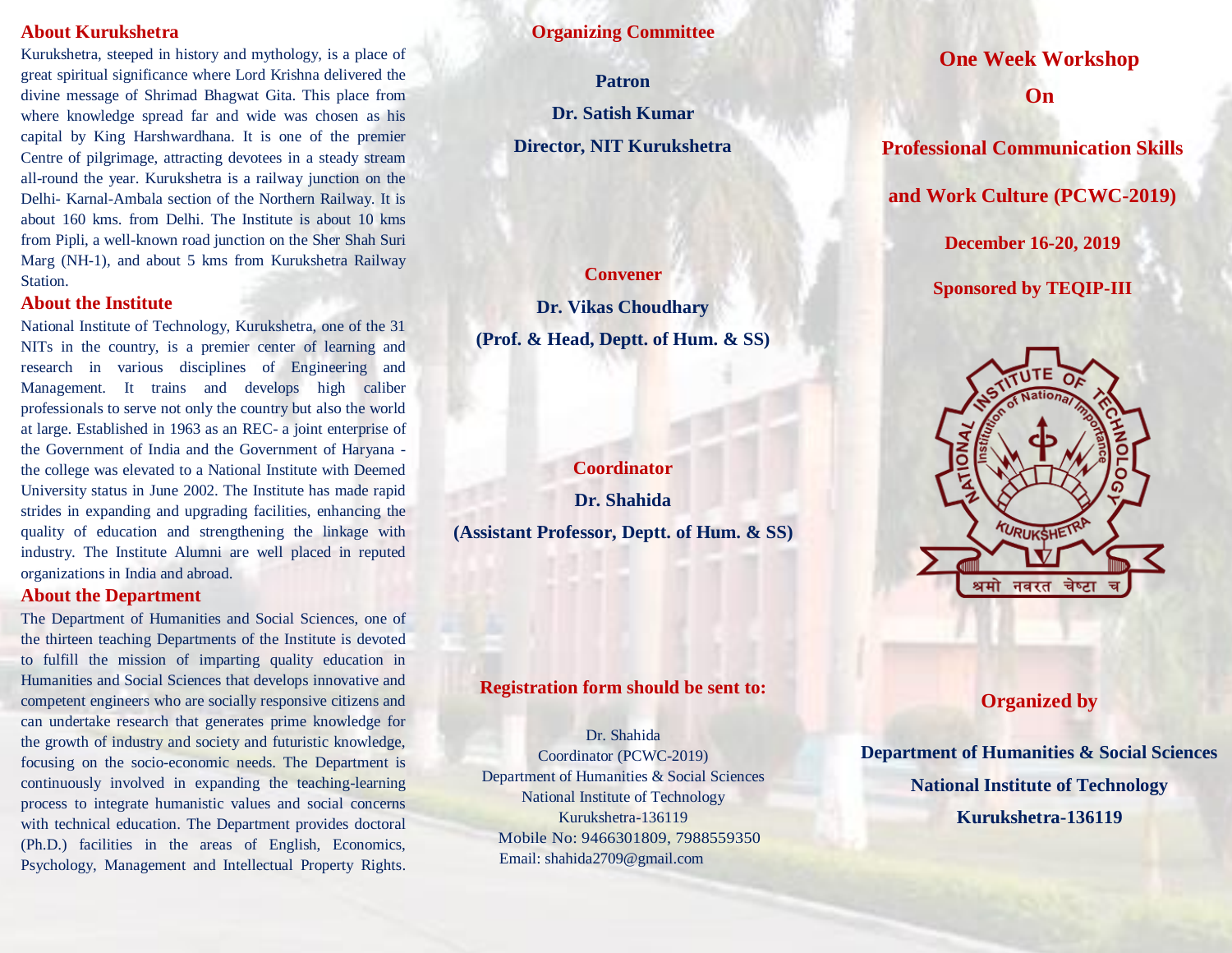## About Kurukshetra

Kurukshetra, steeped in history and mythology, is a place of great spiritual significance where Lord Krishna delivered the divine message of Shrimad Bhagwat Gita. This place from where knowledge spread far and wide was chosen as his capital by King Harshwardhana. It is one of the premier Centre of pilgrimage, attracting devotees in a steady stream all-round the year. Kurukshetra is a railway junction on the Delhi- Karnal-Ambala section of the Northern Railway. It is about 160 kms. from Delhi. The Institute is about 10 kms from Pipli, a well-known road junction on the Sher Shah Suri Marg (NH-1), and about 5 kms from Kurukshetra Railway Station.

## About the Institute

National Institute of Technology, Kurukshetra, one of the 31 NITs in the country, is a premier center of learning and research in various disciplines of Engineering and Management. It trains and develops high caliber professionals to serve not only the country but also the world at large. Established in 1963 as an REC- a joint enterprise of the Government of India and the Government of Haryana - the college was elevated to a National Institute with Deemed University status in June 2002. The Institute has made rapid strides in expanding and upgrading facilities, enhancing the quality of education and strengthening the linkage with industry. The Institute Alumni are well placed in reputed organizations in India and abroad.

## About the Department

The Department of Humanities and Social Sciences, one of the thirteen teaching Departments of the Institute is devoted to fulfill the mission of imparting quality education in Humanities and Social Sciences that develops innovative and competent engineers who are socially responsive citizens and can undertake research that generates prime knowledge for the growth of industry and society and futuristic knowledge, focusing on the socio-economic needs. The Department is continuously involved in expanding the teaching-learning process to integrate humanistic values and social concerns with technical education. The Department provides doctoral (Ph.D.) facilities in the areas of English, Economics, Psychology, Management and Intellectual Property Rights.

## Organizing Committee

**Patron**

**Dr. Satish Kumar**

**Director, NIT Kurukshetra**

**Convener**

**Dr. Vikas Choudhary**

**(Prof. & Head, Deptt. of Hum. & SS)**

**Coordinator**

**Dr. Shahida**

**(Assistant Professor, Deptt. of Hum. & SS)**

**Registration form should be sent to:**

Dr. Shahida
Coordinator (PCWC-2019)
Department of Humanities & Social Sciences
National Institute of Technology
Kurukshetra-136119
Mobile No: 9466301809, 7988559350
Email: shahida2709@gmail.com

# One Week Workshop On Professional Communication Skills and Work Culture (PCWC-2019)

**December 16-20, 2019**

**Sponsored by TEQIP-III**

NATIONAL INSTITUTE OF TECHNOLOGY
Institution of National Importance
KURUKSHETRA
श्रमो नवरत चेष्टा च

**Organized by**

**Department of Humanities & Social Sciences**

**National Institute of Technology**

**Kurukshetra-136119**